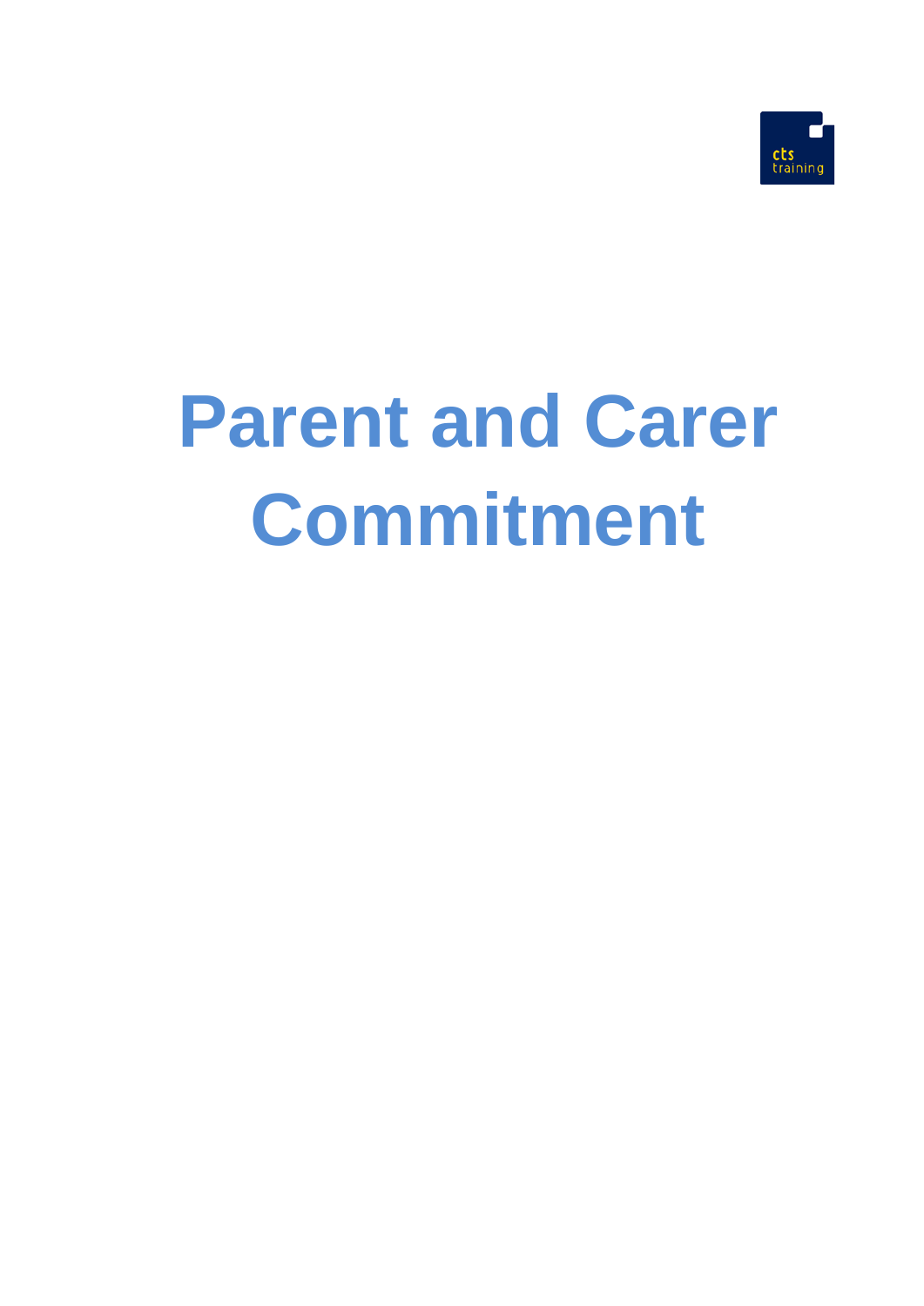cts training

# Parent and Carer Commitment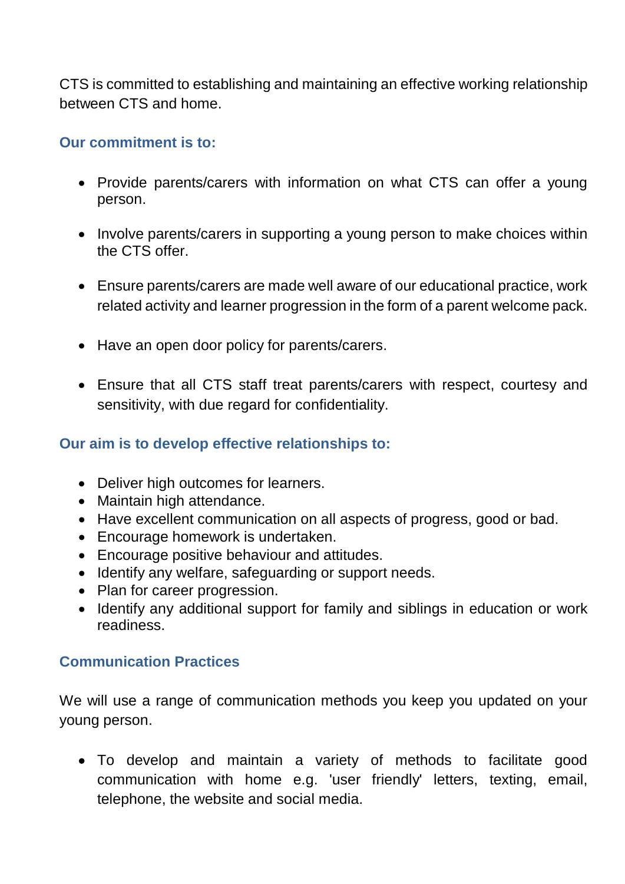CTS is committed to establishing and maintaining an effective working relationship between CTS and home.

## Our commitment is to:

- Provide parents/carers with information on what CTS can offer a young person.
- Involve parents/carers in supporting a young person to make choices within the CTS offer.
- Ensure parents/carers are made well aware of our educational practice, work related activity and learner progression in the form of a parent welcome pack.
- Have an open door policy for parents/carers.
- Ensure that all CTS staff treat parents/carers with respect, courtesy and sensitivity, with due regard for confidentiality.

## Our aim is to develop effective relationships to:

- Deliver high outcomes for learners.
- Maintain high attendance.
- Have excellent communication on all aspects of progress, good or bad.
- Encourage homework is undertaken.
- Encourage positive behaviour and attitudes.
- Identify any welfare, safeguarding or support needs.
- Plan for career progression.
- Identify any additional support for family and siblings in education or work readiness.

## Communication Practices

We will use a range of communication methods you keep you updated on your young person.

- To develop and maintain a variety of methods to facilitate good communication with home e.g. 'user friendly' letters, texting, email, telephone, the website and social media.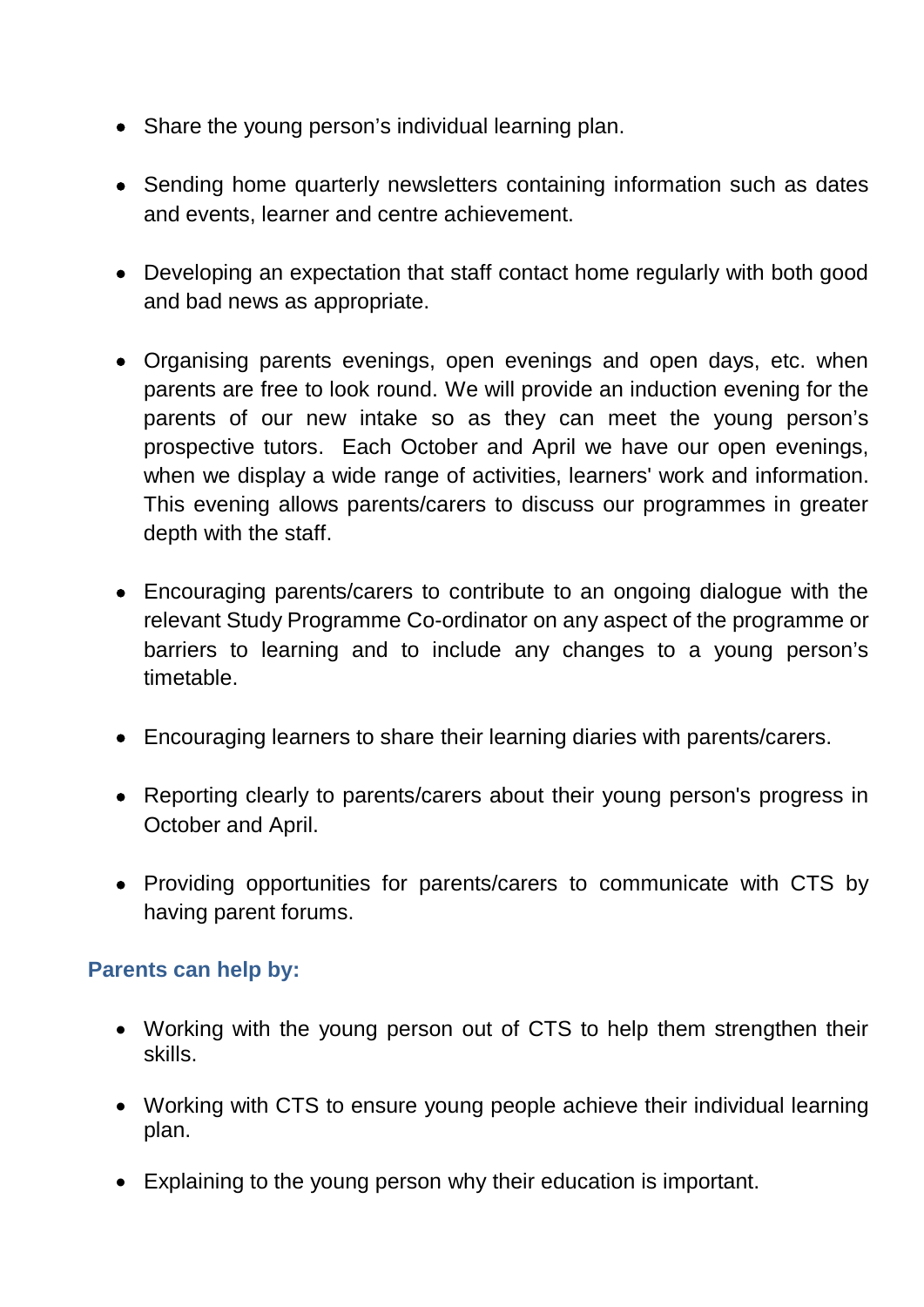- Share the young person's individual learning plan.

- Sending home quarterly newsletters containing information such as dates and events, learner and centre achievement.

- Developing an expectation that staff contact home regularly with both good and bad news as appropriate.

- Organising parents evenings, open evenings and open days, etc. when parents are free to look round. We will provide an induction evening for the parents of our new intake so as they can meet the young person's prospective tutors. Each October and April we have our open evenings, when we display a wide range of activities, learners' work and information. This evening allows parents/carers to discuss our programmes in greater depth with the staff.

- Encouraging parents/carers to contribute to an ongoing dialogue with the relevant Study Programme Co-ordinator on any aspect of the programme or barriers to learning and to include any changes to a young person's timetable.

- Encouraging learners to share their learning diaries with parents/carers.

- Reporting clearly to parents/carers about their young person's progress in October and April.

- Providing opportunities for parents/carers to communicate with CTS by having parent forums.

### Parents can help by:

- Working with the young person out of CTS to help them strengthen their skills.

- Working with CTS to ensure young people achieve their individual learning plan.

- Explaining to the young person why their education is important.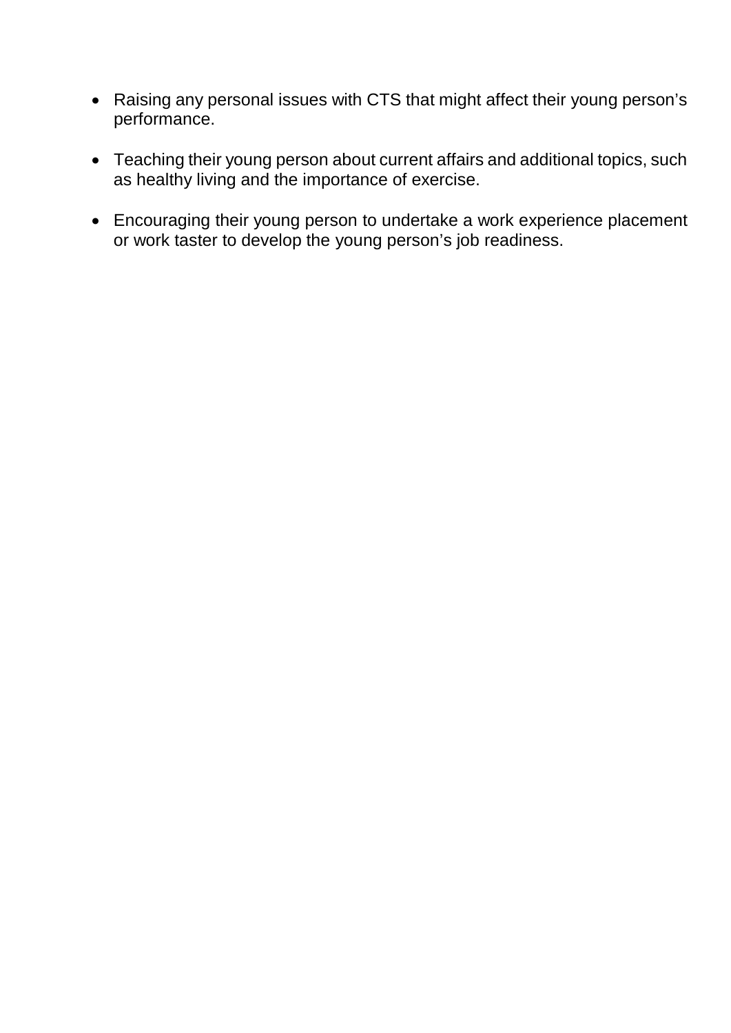- Raising any personal issues with CTS that might affect their young person's performance.

- Teaching their young person about current affairs and additional topics, such as healthy living and the importance of exercise.

- Encouraging their young person to undertake a work experience placement or work taster to develop the young person's job readiness.